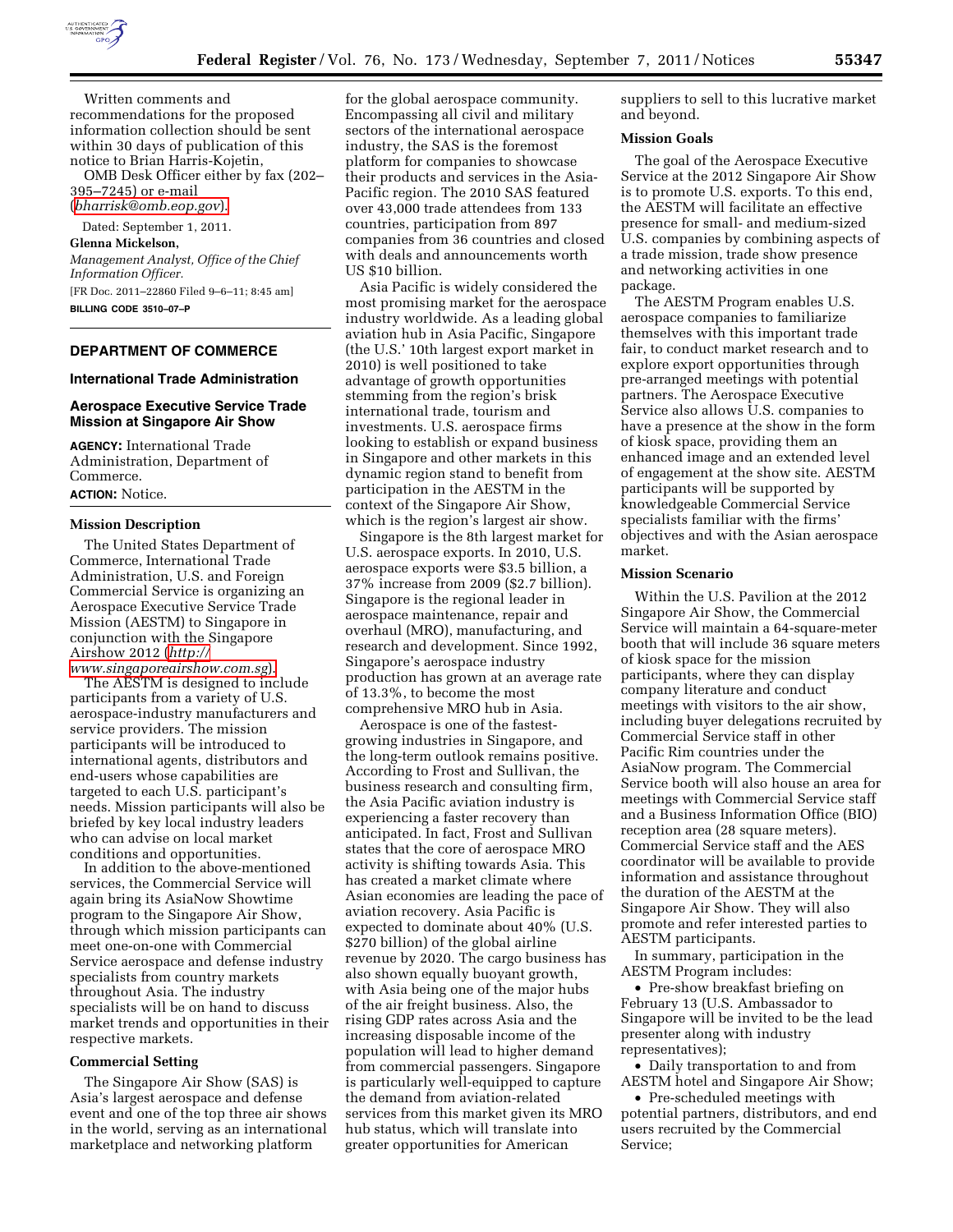Written comments and recommendations for the proposed information collection should be sent within 30 days of publication of this notice to Brian Harris-Kojetin, OMB Desk Officer either by fax (202–395–7245) or e-mail (*bharrisk@omb.eop.gov*).

Dated: September 1, 2011.

**Glenna Mickelson,**

*Management Analyst, Office of the Chief Information Officer.*

[FR Doc. 2011–22860 Filed 9–6–11; 8:45 am]

**BILLING CODE 3510–07–P**

## DEPARTMENT OF COMMERCE

### International Trade Administration

### Aerospace Executive Service Trade Mission at Singapore Air Show

**AGENCY:** International Trade Administration, Department of Commerce.

**ACTION:** Notice.

#### Mission Description

The United States Department of Commerce, International Trade Administration, U.S. and Foreign Commercial Service is organizing an Aerospace Executive Service Trade Mission (AESTM) to Singapore in conjunction with the Singapore Airshow 2012 (*http://www.singaporeairshow.com.sg*). The AESTM is designed to include participants from a variety of U.S. aerospace-industry manufacturers and service providers. The mission participants will be introduced to international agents, distributors and end-users whose capabilities are targeted to each U.S. participant's needs. Mission participants will also be briefed by key local industry leaders who can advise on local market conditions and opportunities.

In addition to the above-mentioned services, the Commercial Service will again bring its AsiaNow Showtime program to the Singapore Air Show, through which mission participants can meet one-on-one with Commercial Service aerospace and defense industry specialists from country markets throughout Asia. The industry specialists will be on hand to discuss market trends and opportunities in their respective markets.

#### Commercial Setting

The Singapore Air Show (SAS) is Asia's largest aerospace and defense event and one of the top three air shows in the world, serving as an international marketplace and networking platform for the global aerospace community. Encompassing all civil and military sectors of the international aerospace industry, the SAS is the foremost platform for companies to showcase their products and services in the Asia-Pacific region. The 2010 SAS featured over 43,000 trade attendees from 133 countries, participation from 897 companies from 36 countries and closed with deals and announcements worth US $10 billion.

Asia Pacific is widely considered the most promising market for the aerospace industry worldwide. As a leading global aviation hub in Asia Pacific, Singapore (the U.S.' 10th largest export market in 2010) is well positioned to take advantage of growth opportunities stemming from the region's brisk international trade, tourism and investments. U.S. aerospace firms looking to establish or expand business in Singapore and other markets in this dynamic region stand to benefit from participation in the AESTM in the context of the Singapore Air Show, which is the region's largest air show.

Singapore is the 8th largest market for U.S. aerospace exports. In 2010, U.S. aerospace exports were $3.5 billion, a 37% increase from 2009 ($2.7 billion). Singapore is the regional leader in aerospace maintenance, repair and overhaul (MRO), manufacturing, and research and development. Since 1992, Singapore's aerospace industry production has grown at an average rate of 13.3%, to become the most comprehensive MRO hub in Asia.

Aerospace is one of the fastest-growing industries in Singapore, and the long-term outlook remains positive. According to Frost and Sullivan, the business research and consulting firm, the Asia Pacific aviation industry is experiencing a faster recovery than anticipated. In fact, Frost and Sullivan states that the core of aerospace MRO activity is shifting towards Asia. This has created a market climate where Asian economies are leading the pace of aviation recovery. Asia Pacific is expected to dominate about 40% (U.S. $270 billion) of the global airline revenue by 2020. The cargo business has also shown equally buoyant growth, with Asia being one of the major hubs of the air freight business. Also, the rising GDP rates across Asia and the increasing disposable income of the population will lead to higher demand from commercial passengers. Singapore is particularly well-equipped to capture the demand from aviation-related services from this market given its MRO hub status, which will translate into greater opportunities for American suppliers to sell to this lucrative market and beyond.

#### Mission Goals

The goal of the Aerospace Executive Service at the 2012 Singapore Air Show is to promote U.S. exports. To this end, the AESTM will facilitate an effective presence for small- and medium-sized U.S. companies by combining aspects of a trade mission, trade show presence and networking activities in one package.

The AESTM Program enables U.S. aerospace companies to familiarize themselves with this important trade fair, to conduct market research and to explore export opportunities through pre-arranged meetings with potential partners. The Aerospace Executive Service also allows U.S. companies to have a presence at the show in the form of kiosk space, providing them an enhanced image and an extended level of engagement at the show site. AESTM participants will be supported by knowledgeable Commercial Service specialists familiar with the firms' objectives and with the Asian aerospace market.

#### Mission Scenario

Within the U.S. Pavilion at the 2012 Singapore Air Show, the Commercial Service will maintain a 64-square-meter booth that will include 36 square meters of kiosk space for the mission participants, where they can display company literature and conduct meetings with visitors to the air show, including buyer delegations recruited by Commercial Service staff in other Pacific Rim countries under the AsiaNow program. The Commercial Service booth will also house an area for meetings with Commercial Service staff and a Business Information Office (BIO) reception area (28 square meters). Commercial Service staff and the AES coordinator will be available to provide information and assistance throughout the duration of the AESTM at the Singapore Air Show. They will also promote and refer interested parties to AESTM participants.

In summary, participation in the AESTM Program includes:

- Pre-show breakfast briefing on February 13 (U.S. Ambassador to Singapore will be invited to be the lead presenter along with industry representatives);
- Daily transportation to and from AESTM hotel and Singapore Air Show;
- Pre-scheduled meetings with potential partners, distributors, and end users recruited by the Commercial Service;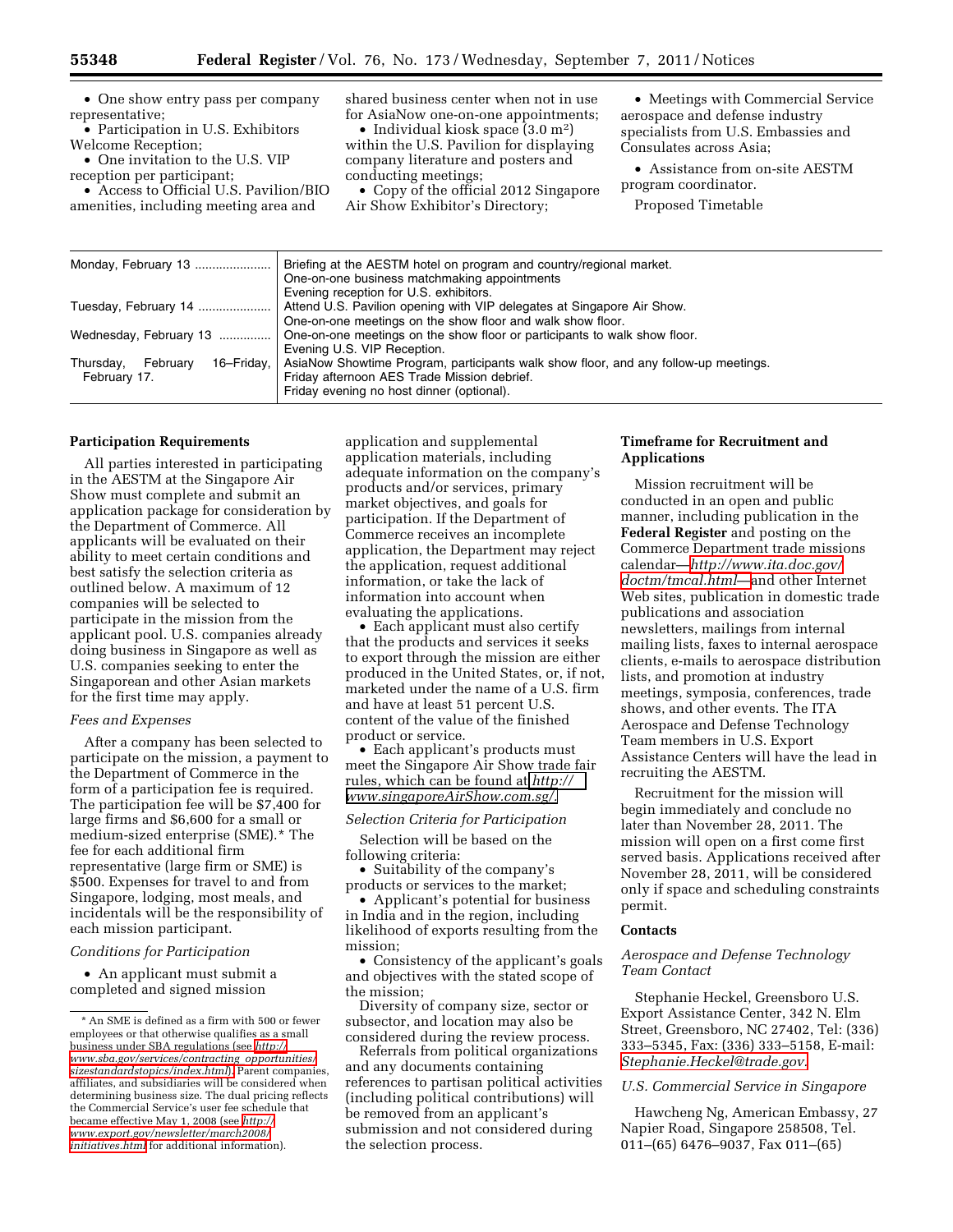- One show entry pass per company representative;
- Participation in U.S. Exhibitors Welcome Reception;
- One invitation to the U.S. VIP reception per participant;
- Access to Official U.S. Pavilion/BIO amenities, including meeting area and shared business center when not in use for AsiaNow one-on-one appointments;
- Individual kiosk space (3.0 m$^2$) within the U.S. Pavilion for displaying company literature and posters and conducting meetings;
- Copy of the official 2012 Singapore Air Show Exhibitor's Directory;
- Meetings with Commercial Service aerospace and defense industry specialists from U.S. Embassies and Consulates across Asia;
- Assistance from on-site AESTM program coordinator.

Proposed Timetable

| | |
|---|---|
| Monday, February 13 | Briefing at the AESTM hotel on program and country/regional market. One-on-one business matchmaking appointments Evening reception for U.S. exhibitors. |
| Tuesday, February 14 | Attend U.S. Pavilion opening with VIP delegates at Singapore Air Show. One-on-one meetings on the show floor and walk show floor. |
| Wednesday, February 13 | One-on-one meetings on the show floor or participants to walk show floor. Evening U.S. VIP Reception. |
| Thursday, February 16–Friday, February 17. | AsiaNow Showtime Program, participants walk show floor, and any follow-up meetings. Friday afternoon AES Trade Mission debrief. Friday evening no host dinner (optional). |

## Participation Requirements

All parties interested in participating in the AESTM at the Singapore Air Show must complete and submit an application package for consideration by the Department of Commerce. All applicants will be evaluated on their ability to meet certain conditions and best satisfy the selection criteria as outlined below. A maximum of 12 companies will be selected to participate in the mission from the applicant pool. U.S. companies already doing business in Singapore as well as U.S. companies seeking to enter the Singaporean and other Asian markets for the first time may apply.

*Fees and Expenses*

After a company has been selected to participate on the mission, a payment to the Department of Commerce in the form of a participation fee is required. The participation fee will be $7,400 for large firms and $6,600 for a small or medium-sized enterprise (SME).* The fee for each additional firm representative (large firm or SME) is $500. Expenses for travel to and from Singapore, lodging, most meals, and incidentals will be the responsibility of each mission participant.

*Conditions for Participation*

- An applicant must submit a completed and signed mission application and supplemental application materials, including adequate information on the company's products and/or services, primary market objectives, and goals for participation. If the Department of Commerce receives an incomplete application, the Department may reject the application, request additional information, or take the lack of information into account when evaluating the applications.
- Each applicant must also certify that the products and services it seeks to export through the mission are either produced in the United States, or, if not, marketed under the name of a U.S. firm and have at least 51 percent U.S. content of the value of the finished product or service.
- Each applicant's products must meet the Singapore Air Show trade fair rules, which can be found at *http://www.singaporeAirShow.com.sg/.*

*Selection Criteria for Participation*

Selection will be based on the following criteria:

- Suitability of the company's products or services to the market;
- Applicant's potential for business in India and in the region, including likelihood of exports resulting from the mission;
- Consistency of the applicant's goals and objectives with the stated scope of the mission;

Diversity of company size, sector or subsector, and location may also be considered during the review process.

Referrals from political organizations and any documents containing references to partisan political activities (including political contributions) will be removed from an applicant's submission and not considered during the selection process.

## Timeframe for Recruitment and Applications

Mission recruitment will be conducted in an open and public manner, including publication in the **Federal Register** and posting on the Commerce Department trade missions calendar—*http://www.ita.doc.gov/doctm/tmcal.html*—and other Internet Web sites, publication in domestic trade publications and association newsletters, mailings from internal mailing lists, faxes to internal aerospace clients, e-mails to aerospace distribution lists, and promotion at industry meetings, symposia, conferences, trade shows, and other events. The ITA Aerospace and Defense Technology Team members in U.S. Export Assistance Centers will have the lead in recruiting the AESTM.

Recruitment for the mission will begin immediately and conclude no later than November 28, 2011. The mission will open on a first come first served basis. Applications received after November 28, 2011, will be considered only if space and scheduling constraints permit.

## Contacts

*Aerospace and Defense Technology Team Contact*

Stephanie Heckel, Greensboro U.S. Export Assistance Center, 342 N. Elm Street, Greensboro, NC 27402, Tel: (336) 333–5345, Fax: (336) 333–5158, E-mail: *Stephanie.Heckel@trade.gov.*

*U.S. Commercial Service in Singapore*

Hawcheng Ng, American Embassy, 27 Napier Road, Singapore 258508, Tel. 011–(65) 6476–9037, Fax 011–(65)

---

* An SME is defined as a firm with 500 or fewer employees or that otherwise qualifies as a small business under SBA regulations (see *http://www.sba.gov/services/contracting_opportunities/sizestandardstopics/index.html*). Parent companies, affiliates, and subsidiaries will be considered when determining business size. The dual pricing reflects the Commercial Service's user fee schedule that became effective May 1, 2008 (see *http://www.export.gov/newsletter/march2008/initiatives.html* for additional information).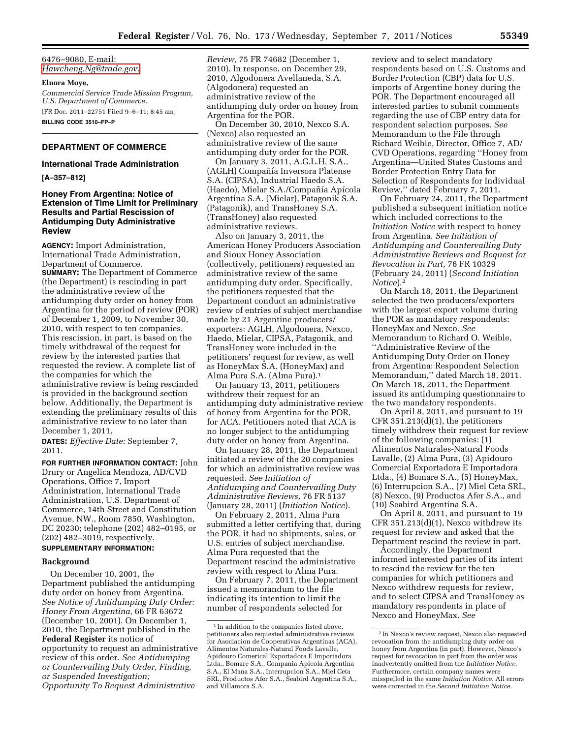6476–9080, E-mail: *Hawcheng.Ng@trade.gov.*

**Elnora Moye,**

*Commercial Service Trade Mission Program, U.S. Department of Commerce.*

[FR Doc. 2011–22751 Filed 9–6–11; 8:45 am]

**BILLING CODE 3510–FP–P**

## DEPARTMENT OF COMMERCE

### International Trade Administration

**[A–357–812]**

### Honey From Argentina: Notice of Extension of Time Limit for Preliminary Results and Partial Rescission of Antidumping Duty Administrative Review

**AGENCY:** Import Administration, International Trade Administration, Department of Commerce.

**SUMMARY:** The Department of Commerce (the Department) is rescinding in part the administrative review of the antidumping duty order on honey from Argentina for the period of review (POR) of December 1, 2009, to November 30, 2010, with respect to ten companies. This rescission, in part, is based on the timely withdrawal of the request for review by the interested parties that requested the review. A complete list of the companies for which the administrative review is being rescinded is provided in the background section below. Additionally, the Department is extending the preliminary results of this administrative review to no later than December 1, 2011.

**DATES:** *Effective Date:* September 7, 2011.

**FOR FURTHER INFORMATION CONTACT:** John Drury or Angelica Mendoza, AD/CVD Operations, Office 7, Import Administration, International Trade Administration, U.S. Department of Commerce, 14th Street and Constitution Avenue, NW., Room 7850, Washington, DC 20230; telephone (202) 482–0195, or (202) 482–3019, respectively.

**SUPPLEMENTARY INFORMATION:**

### Background

On December 10, 2001, the Department published the antidumping duty order on honey from Argentina. *See Notice of Antidumping Duty Order: Honey From Argentina,* 66 FR 63672 (December 10, 2001). On December 1, 2010, the Department published in the **Federal Register** its notice of opportunity to request an administrative review of this order. *See Antidumping or Countervailing Duty Order, Finding, or Suspended Investigation; Opportunity To Request Administrative Review,* 75 FR 74682 (December 1, 2010). In response, on December 29, 2010, Algodonera Avellaneda, S.A. (Algodonera) requested an administrative review of the antidumping duty order on honey from Argentina for the POR.

On December 30, 2010, Nexco S.A. (Nexco) also requested an administrative review of the same antidumping duty order for the POR.

On January 3, 2011, A.G.L.H. S.A., (AGLH) Compañía Inversora Platense S.A. (CIPSA), Industrial Haedo S.A. (Haedo), Mielar S.A./Compañía Apícola Argentina S.A. (Mielar), Patagonik S.A. (Patagonik), and TransHoney S.A. (TransHoney) also requested administrative reviews.

Also on January 3, 2011, the American Honey Producers Association and Sioux Honey Association (collectively, petitioners) requested an administrative review of the same antidumping duty order. Specifically, the petitioners requested that the Department conduct an administrative review of entries of subject merchandise made by 21 Argentine producers/exporters: AGLH, Algodonera, Nexco, Haedo, Mielar, CIPSA, Patagonik, and TransHoney were included in the petitioners' request for review, as well as HoneyMax S.A. (HoneyMax) and Alma Pura S.A. (Alma Pura).[1]

On January 13, 2011, petitioners withdrew their request for an antidumping duty administrative review of honey from Argentina for the POR, for ACA. Petitioners noted that ACA is no longer subject to the antidumping duty order on honey from Argentina.

On January 28, 2011, the Department initiated a review of the 20 companies for which an administrative review was requested. *See Initiation of Antidumping and Countervailing Duty Administrative Reviews,* 76 FR 5137 (January 28, 2011) (*Initiation Notice*).

On February 2, 2011, Alma Pura submitted a letter certifying that, during the POR, it had no shipments, sales, or U.S. entries of subject merchandise. Alma Pura requested that the Department rescind the administrative review with respect to Alma Pura.

On February 7, 2011, the Department issued a memorandum to the file indicating its intention to limit the number of respondents selected for review and to select mandatory respondents based on U.S. Customs and Border Protection (CBP) data for U.S. imports of Argentine honey during the POR. The Department encouraged all interested parties to submit comments regarding the use of CBP entry data for respondent selection purposes. *See* Memorandum to the File through Richard Weible, Director, Office 7, AD/CVD Operations, regarding ''Honey from Argentina—United States Customs and Border Protection Entry Data for Selection of Respondents for Individual Review,'' dated February 7, 2011.

On February 24, 2011, the Department published a subsequent initiation notice which included corrections to the *Initiation Notice* with respect to honey from Argentina. *See Initiation of Antidumping and Countervailing Duty Administrative Reviews and Request for Revocation in Part,* 76 FR 10329 (February 24, 2011) (*Second Initiation Notice*).[2]

On March 18, 2011, the Department selected the two producers/exporters with the largest export volume during the POR as mandatory respondents: HoneyMax and Nexco. *See* Memorandum to Richard O. Weible, ''Administrative Review of the Antidumping Duty Order on Honey from Argentina: Respondent Selection Memorandum,'' dated March 18, 2011. On March 18, 2011, the Department issued its antidumping questionnaire to the two mandatory respondents.

On April 8, 2011, and pursuant to 19 CFR 351.213(d)(1), the petitioners timely withdrew their request for review of the following companies: (1) Alimentos Naturales-Natural Foods Lavalle, (2) Alma Pura, (3) Apidouro Comercial Exportadora E Importadora Ltda., (4) Bomare S.A., (5) HoneyMax, (6) Interrupcion S.A., (7) Miel Ceta SRL, (8) Nexco, (9) Productos Afer S.A., and (10) Seabird Argentina S.A.

On April 8, 2011, and pursuant to 19 CFR 351.213(d)(1), Nexco withdrew its request for review and asked that the Department rescind the review in part.

Accordingly, the Department informed interested parties of its intent to rescind the review for the ten companies for which petitioners and Nexco withdrew requests for review, and to select CIPSA and TransHoney as mandatory respondents in place of Nexco and HoneyMax. *See*

---

[1] In addition to the companies listed above, petitioners also requested administrative reviews for Asociacion de Cooperativas Argentinas (ACA), Alimentos Naturales-Natural Foods Lavalle, Apidouro Comerical Exportadora E Importadora Ltda., Bomare S.A., Compania Apicola Argentina S.A., El Mana S.A., Interrupcion S.A., Miel Ceta SRL, Productos Afer S.A., Seabird Argentina S.A., and Villamora S.A.

[2] In Nexco's review request, Nexco also requested revocation from the antidumping duty order on honey from Argentina (in part). However, Nexco's request for revocation in part from the order was inadvertently omitted from the *Initiation Notice.* Furthermore, certain company names were misspelled in the same *Initiation Notice.* All errors were corrected in the *Second Initiation Notice.*